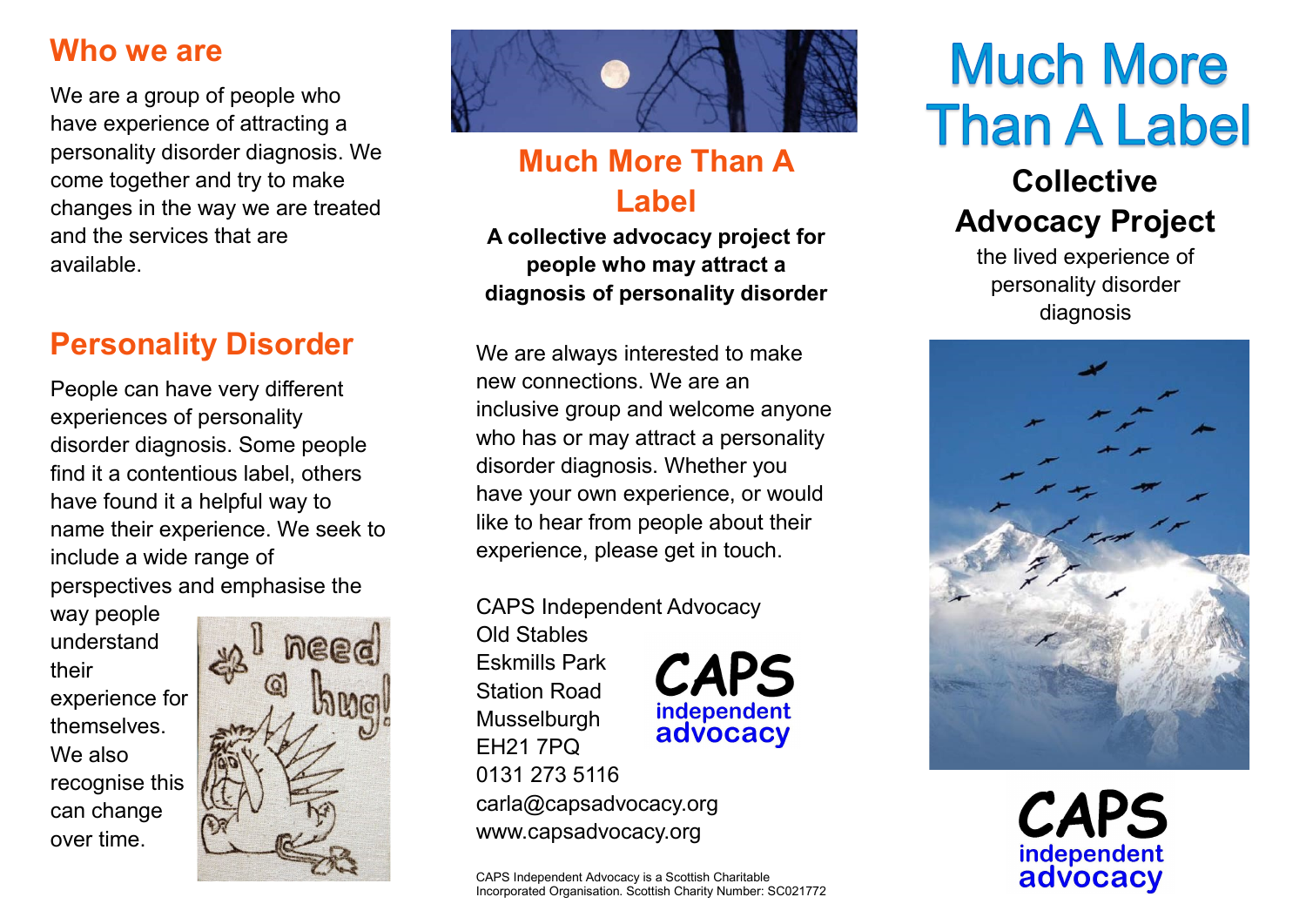## Who we are

We are a group of people who have experience of attracting a personality disorder diagnosis. We come together and try to make changes in the way we are treated and the services that are available.

## Personality Disorder

People can have very different experiences of personality disorder diagnosis. Some people find it a contentious label, others have found it a helpful way to name their experience. We seek to include a wide range of perspectives and emphasise the way people understand their experience for themselves. We also recognise this can change over time.

## Much More Than A Label

**A collective advocacy project for people who may attract a diagnosis of personality disorder**

We are always interested to make new connections. We are an inclusive group and welcome anyone who has or may attract a personality disorder diagnosis. Whether you have your own experience, or would like to hear from people about their experience, please get in touch.

CAPS Independent Advocacy
Old Stables
Eskmills Park
Station Road
Musselburgh
EH21 7PQ
0131 273 5116
carla@capsadvocacy.org
www.capsadvocacy.org

CAPS independent advocacy

CAPS Independent Advocacy is a Scottish Charitable Incorporated Organisation. Scottish Charity Number: SC021772

# Much More Than A Label

## Collective Advocacy Project

the lived experience of personality disorder diagnosis

CAPS independent advocacy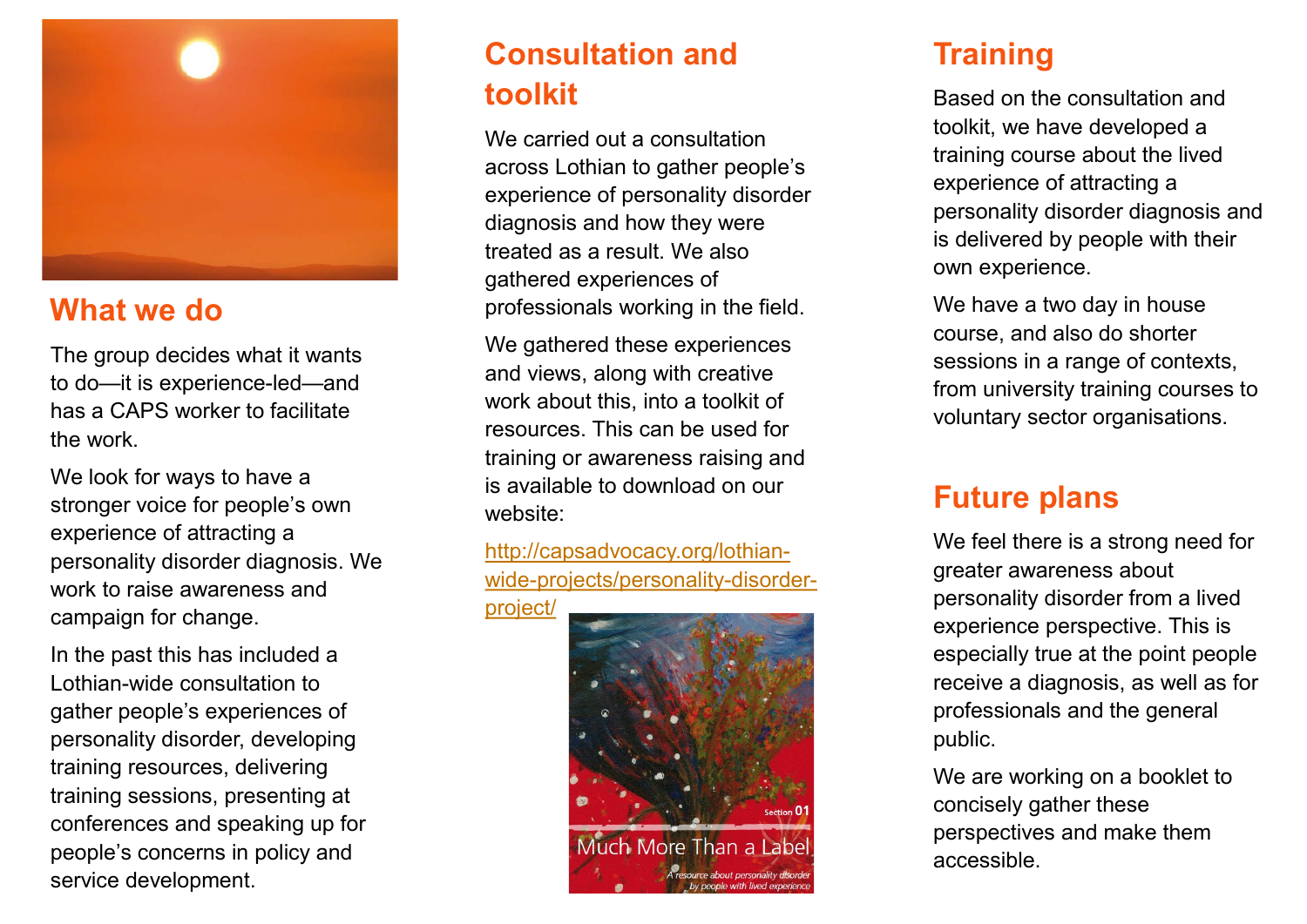## What we do

The group decides what it wants to do—it is experience-led—and has a CAPS worker to facilitate the work.

We look for ways to have a stronger voice for people's own experience of attracting a personality disorder diagnosis. We work to raise awareness and campaign for change.

In the past this has included a Lothian-wide consultation to gather people's experiences of personality disorder, developing training resources, delivering training sessions, presenting at conferences and speaking up for people's concerns in policy and service development.

## Consultation and toolkit

We carried out a consultation across Lothian to gather people's experience of personality disorder diagnosis and how they were treated as a result. We also gathered experiences of professionals working in the field.

We gathered these experiences and views, along with creative work about this, into a toolkit of resources. This can be used for training or awareness raising and is available to download on our website:

[http://capsadvocacy.org/lothian-wide-projects/personality-disorder-project/](http://capsadvocacy.org/lothian-wide-projects/personality-disorder-project/)

Section 01

Much More Than a Label

*A resource about personality disorder by people with lived experience*

## Training

Based on the consultation and toolkit, we have developed a training course about the lived experience of attracting a personality disorder diagnosis and is delivered by people with their own experience.

We have a two day in house course, and also do shorter sessions in a range of contexts, from university training courses to voluntary sector organisations.

## Future plans

We feel there is a strong need for greater awareness about personality disorder from a lived experience perspective. This is especially true at the point people receive a diagnosis, as well as for professionals and the general public.

We are working on a booklet to concisely gather these perspectives and make them accessible.